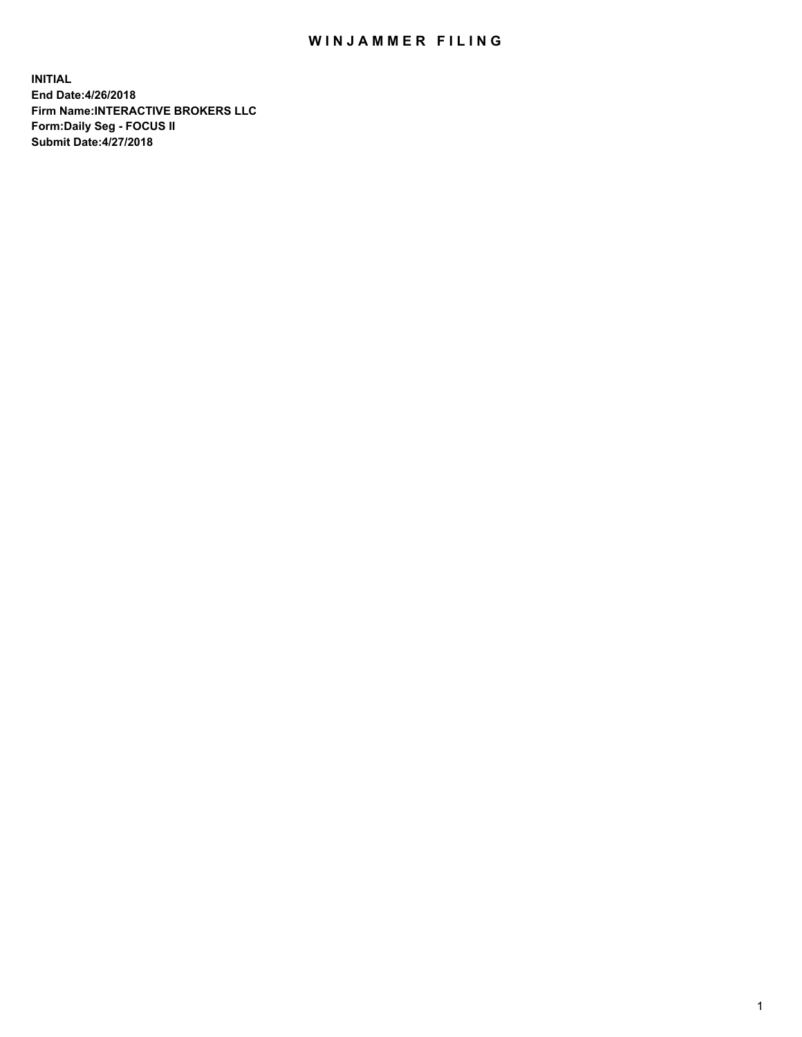# WINJAMMER FILING

**INITIAL**
**End Date:4/26/2018**
**Firm Name:INTERACTIVE BROKERS LLC**
**Form:Daily Seg - FOCUS II**
**Submit Date:4/27/2018**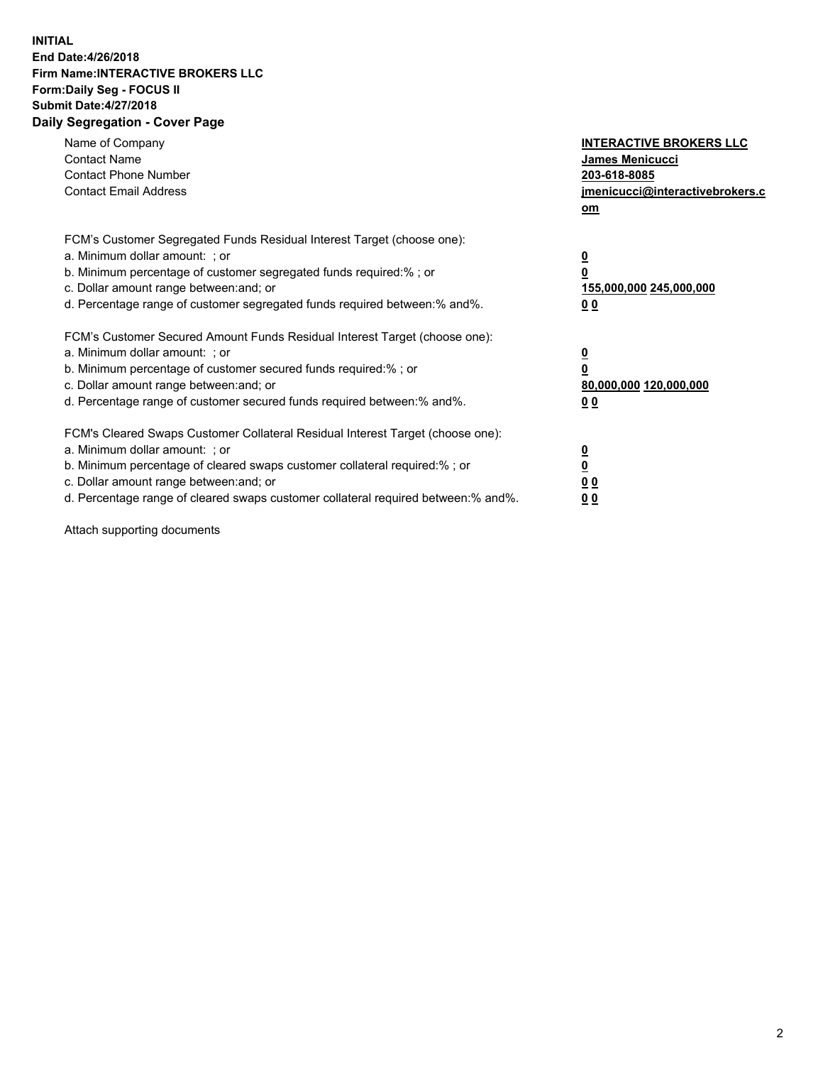**INITIAL**
**End Date:4/26/2018**
**Firm Name:INTERACTIVE BROKERS LLC**
**Form:Daily Seg - FOCUS II**
**Submit Date:4/27/2018**
**Daily Segregation - Cover Page**

| | |
|---|---|
| Name of Company | **INTERACTIVE BROKERS LLC** |
| Contact Name | **James Menicucci** |
| Contact Phone Number | **203-618-8085** |
| Contact Email Address | **jmenicucci@interactivebrokers.com** |

FCM's Customer Segregated Funds Residual Interest Target (choose one):

| | |
|---|---|
| a. Minimum dollar amount: ; or | **0** |
| b. Minimum percentage of customer segregated funds required:% ; or | **0** |
| c. Dollar amount range between:and; or | **155,000,000 245,000,000** |
| d. Percentage range of customer segregated funds required between:% and%. | **0 0** |

FCM's Customer Secured Amount Funds Residual Interest Target (choose one):

| | |
|---|---|
| a. Minimum dollar amount: ; or | **0** |
| b. Minimum percentage of customer secured funds required:% ; or | **0** |
| c. Dollar amount range between:and; or | **80,000,000 120,000,000** |
| d. Percentage range of customer secured funds required between:% and%. | **0 0** |

FCM's Cleared Swaps Customer Collateral Residual Interest Target (choose one):

| | |
|---|---|
| a. Minimum dollar amount: ; or | **0** |
| b. Minimum percentage of cleared swaps customer collateral required:% ; or | **0** |
| c. Dollar amount range between:and; or | **0 0** |
| d. Percentage range of cleared swaps customer collateral required between:% and%. | **0 0** |

Attach supporting documents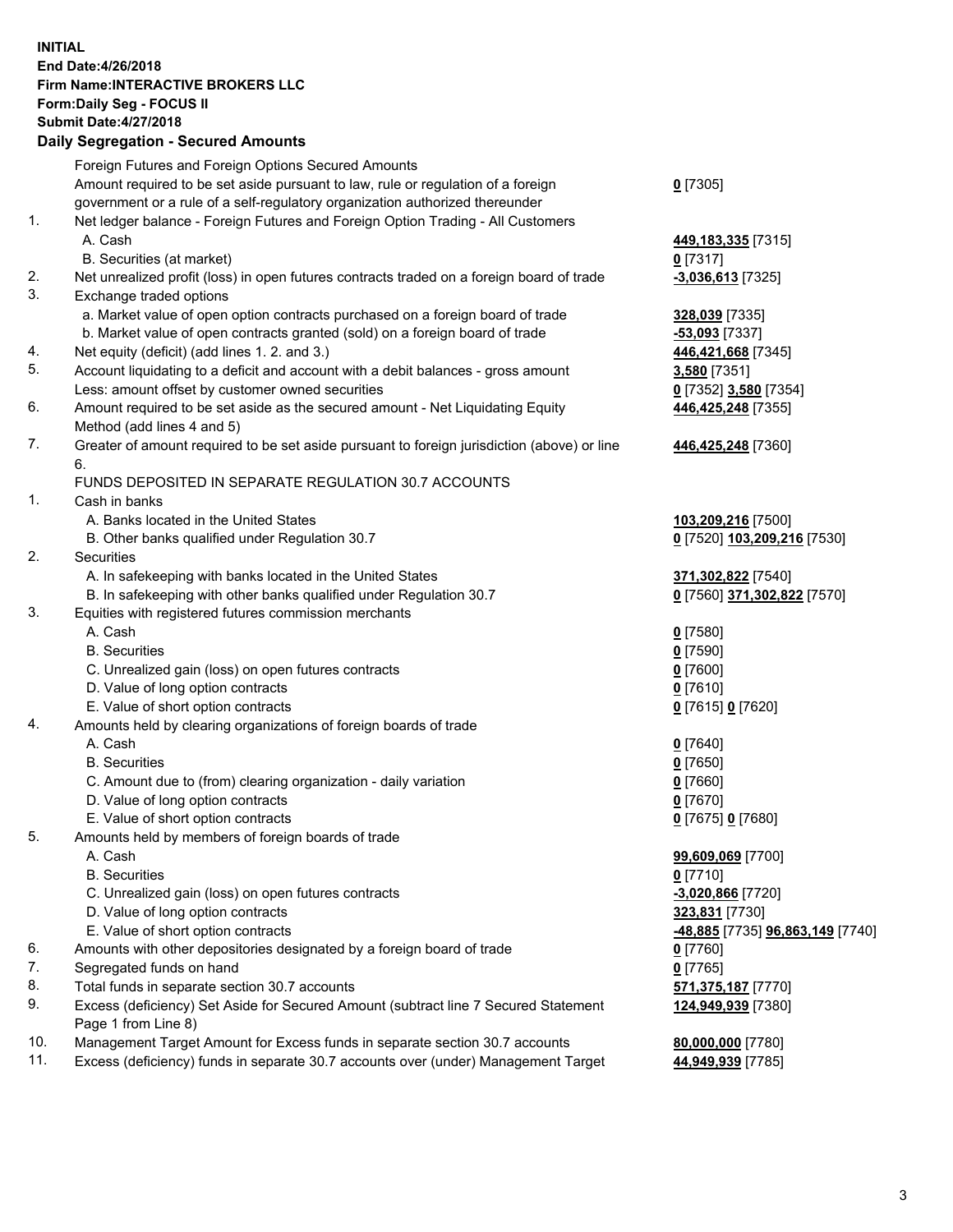**INITIAL**
**End Date:4/26/2018**
**Firm Name:INTERACTIVE BROKERS LLC**
**Form:Daily Seg - FOCUS II**
**Submit Date:4/27/2018**

**Daily Segregation - Secured Amounts**

| | | |
|---|---|---|
| | Foreign Futures and Foreign Options Secured Amounts | |
| | Amount required to be set aside pursuant to law, rule or regulation of a foreign government or a rule of a self-regulatory organization authorized thereunder | **0** [7305] |
| 1. | Net ledger balance - Foreign Futures and Foreign Option Trading - All Customers | |
| | A. Cash | **449,183,335** [7315] |
| | B. Securities (at market) | **0** [7317] |
| 2. | Net unrealized profit (loss) in open futures contracts traded on a foreign board of trade | **-3,036,613** [7325] |
| 3. | Exchange traded options | |
| | a. Market value of open option contracts purchased on a foreign board of trade | **328,039** [7335] |
| | b. Market value of open contracts granted (sold) on a foreign board of trade | **-53,093** [7337] |
| 4. | Net equity (deficit) (add lines 1. 2. and 3.) | **446,421,668** [7345] |
| 5. | Account liquidating to a deficit and account with a debit balances - gross amount | **3,580** [7351] |
| | Less: amount offset by customer owned securities | **0** [7352] **3,580** [7354] |
| 6. | Amount required to be set aside as the secured amount - Net Liquidating Equity Method (add lines 4 and 5) | **446,425,248** [7355] |
| 7. | Greater of amount required to be set aside pursuant to foreign jurisdiction (above) or line 6. | **446,425,248** [7360] |
| | FUNDS DEPOSITED IN SEPARATE REGULATION 30.7 ACCOUNTS | |
| 1. | Cash in banks | |
| | A. Banks located in the United States | **103,209,216** [7500] |
| | B. Other banks qualified under Regulation 30.7 | **0** [7520] **103,209,216** [7530] |
| 2. | Securities | |
| | A. In safekeeping with banks located in the United States | **371,302,822** [7540] |
| | B. In safekeeping with other banks qualified under Regulation 30.7 | **0** [7560] **371,302,822** [7570] |
| 3. | Equities with registered futures commission merchants | |
| | A. Cash | **0** [7580] |
| | B. Securities | **0** [7590] |
| | C. Unrealized gain (loss) on open futures contracts | **0** [7600] |
| | D. Value of long option contracts | **0** [7610] |
| | E. Value of short option contracts | **0** [7615] **0** [7620] |
| 4. | Amounts held by clearing organizations of foreign boards of trade | |
| | A. Cash | **0** [7640] |
| | B. Securities | **0** [7650] |
| | C. Amount due to (from) clearing organization - daily variation | **0** [7660] |
| | D. Value of long option contracts | **0** [7670] |
| | E. Value of short option contracts | **0** [7675] **0** [7680] |
| 5. | Amounts held by members of foreign boards of trade | |
| | A. Cash | **99,609,069** [7700] |
| | B. Securities | **0** [7710] |
| | C. Unrealized gain (loss) on open futures contracts | **-3,020,866** [7720] |
| | D. Value of long option contracts | **323,831** [7730] |
| | E. Value of short option contracts | **-48,885** [7735] **96,863,149** [7740] |
| 6. | Amounts with other depositories designated by a foreign board of trade | **0** [7760] |
| 7. | Segregated funds on hand | **0** [7765] |
| 8. | Total funds in separate section 30.7 accounts | **571,375,187** [7770] |
| 9. | Excess (deficiency) Set Aside for Secured Amount (subtract line 7 Secured Statement Page 1 from Line 8) | **124,949,939** [7380] |
| 10. | Management Target Amount for Excess funds in separate section 30.7 accounts | **80,000,000** [7780] |
| 11. | Excess (deficiency) funds in separate 30.7 accounts over (under) Management Target | **44,949,939** [7785] |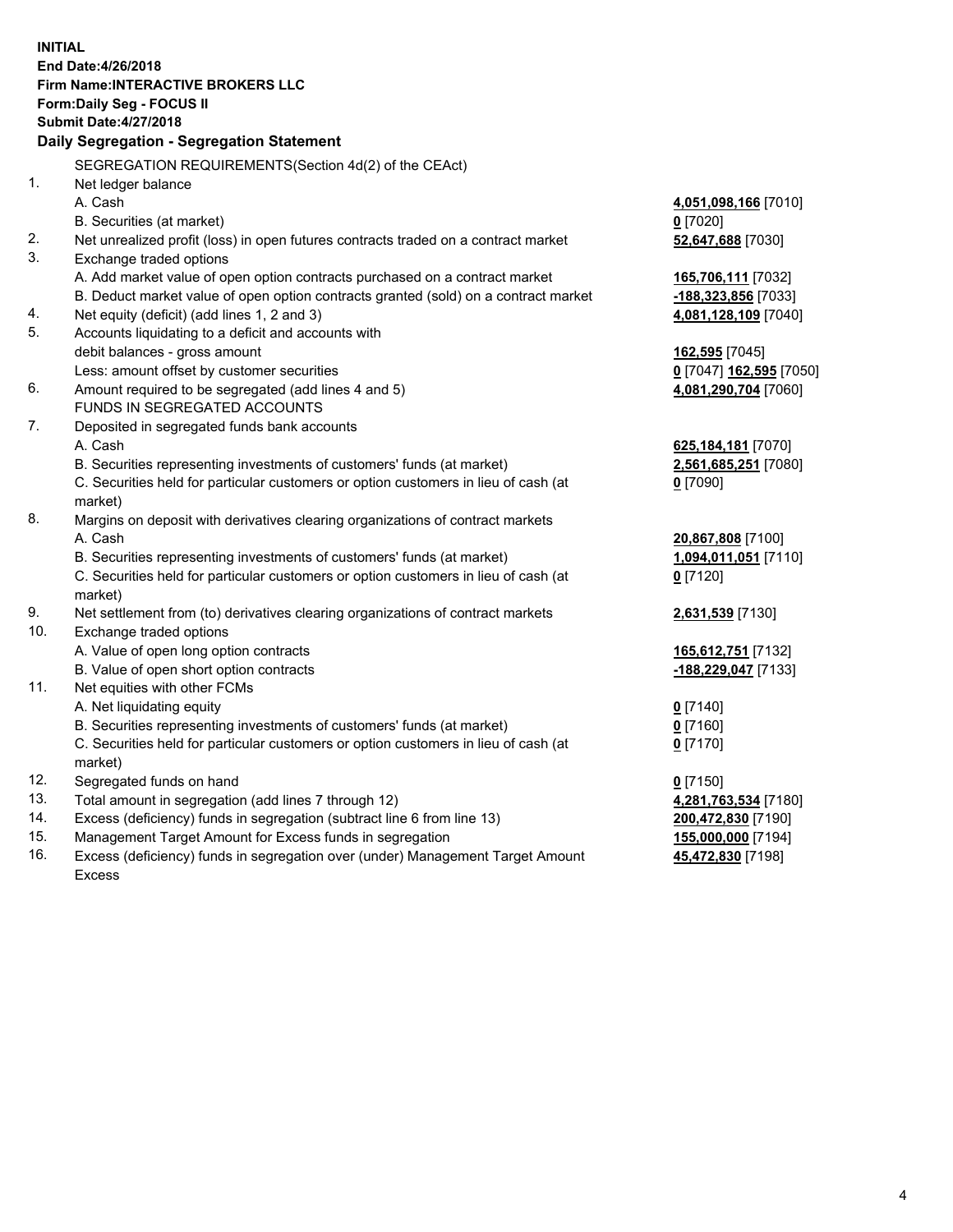**INITIAL**
**End Date:4/26/2018**
**Firm Name:INTERACTIVE BROKERS LLC**
**Form:Daily Seg - FOCUS II**
**Submit Date:4/27/2018**

## Daily Segregation - Segregation Statement

SEGREGATION REQUIREMENTS(Section 4d(2) of the CEAct)

| | | |
|---|---|---|
| 1. | Net ledger balance | |
| | A. Cash | 4,051,098,166 [7010] |
| | B. Securities (at market) | 0 [7020] |
| 2. | Net unrealized profit (loss) in open futures contracts traded on a contract market | 52,647,688 [7030] |
| 3. | Exchange traded options | |
| | A. Add market value of open option contracts purchased on a contract market | 165,706,111 [7032] |
| | B. Deduct market value of open option contracts granted (sold) on a contract market | -188,323,856 [7033] |
| 4. | Net equity (deficit) (add lines 1, 2 and 3) | 4,081,128,109 [7040] |
| 5. | Accounts liquidating to a deficit and accounts with | |
| | debit balances - gross amount | 162,595 [7045] |
| | Less: amount offset by customer securities | 0 [7047] 162,595 [7050] |
| 6. | Amount required to be segregated (add lines 4 and 5) | 4,081,290,704 [7060] |
| | FUNDS IN SEGREGATED ACCOUNTS | |
| 7. | Deposited in segregated funds bank accounts | |
| | A. Cash | 625,184,181 [7070] |
| | B. Securities representing investments of customers' funds (at market) | 2,561,685,251 [7080] |
| | C. Securities held for particular customers or option customers in lieu of cash (at market) | 0 [7090] |
| 8. | Margins on deposit with derivatives clearing organizations of contract markets | |
| | A. Cash | 20,867,808 [7100] |
| | B. Securities representing investments of customers' funds (at market) | 1,094,011,051 [7110] |
| | C. Securities held for particular customers or option customers in lieu of cash (at market) | 0 [7120] |
| 9. | Net settlement from (to) derivatives clearing organizations of contract markets | 2,631,539 [7130] |
| 10. | Exchange traded options | |
| | A. Value of open long option contracts | 165,612,751 [7132] |
| | B. Value of open short option contracts | -188,229,047 [7133] |
| 11. | Net equities with other FCMs | |
| | A. Net liquidating equity | 0 [7140] |
| | B. Securities representing investments of customers' funds (at market) | 0 [7160] |
| | C. Securities held for particular customers or option customers in lieu of cash (at market) | 0 [7170] |
| 12. | Segregated funds on hand | 0 [7150] |
| 13. | Total amount in segregation (add lines 7 through 12) | 4,281,763,534 [7180] |
| 14. | Excess (deficiency) funds in segregation (subtract line 6 from line 13) | 200,472,830 [7190] |
| 15. | Management Target Amount for Excess funds in segregation | 155,000,000 [7194] |
| 16. | Excess (deficiency) funds in segregation over (under) Management Target Amount Excess | 45,472,830 [7198] |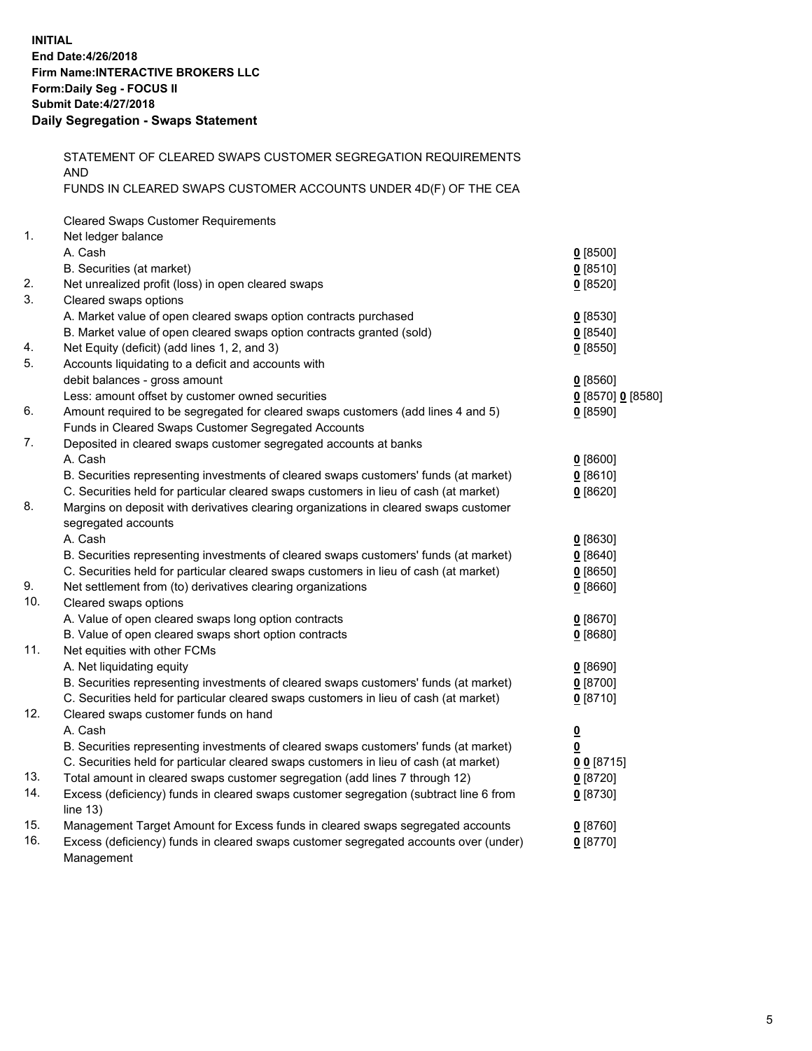**INITIAL**
**End Date:4/26/2018**
**Firm Name:INTERACTIVE BROKERS LLC**
**Form:Daily Seg - FOCUS II**
**Submit Date:4/27/2018**
**Daily Segregation - Swaps Statement**

STATEMENT OF CLEARED SWAPS CUSTOMER SEGREGATION REQUIREMENTS AND FUNDS IN CLEARED SWAPS CUSTOMER ACCOUNTS UNDER 4D(F) OF THE CEA

| | | |
|---|---|---|
| | Cleared Swaps Customer Requirements | |
| 1. | Net ledger balance | |
| | A. Cash | 0 [8500] |
| | B. Securities (at market) | 0 [8510] |
| 2. | Net unrealized profit (loss) in open cleared swaps | 0 [8520] |
| 3. | Cleared swaps options | |
| | A. Market value of open cleared swaps option contracts purchased | 0 [8530] |
| | B. Market value of open cleared swaps option contracts granted (sold) | 0 [8540] |
| 4. | Net Equity (deficit) (add lines 1, 2, and 3) | 0 [8550] |
| 5. | Accounts liquidating to a deficit and accounts with debit balances - gross amount | 0 [8560] |
| | Less: amount offset by customer owned securities | 0 [8570] 0 [8580] |
| 6. | Amount required to be segregated for cleared swaps customers (add lines 4 and 5) | 0 [8590] |
| | Funds in Cleared Swaps Customer Segregated Accounts | |
| 7. | Deposited in cleared swaps customer segregated accounts at banks | |
| | A. Cash | 0 [8600] |
| | B. Securities representing investments of cleared swaps customers' funds (at market) | 0 [8610] |
| | C. Securities held for particular cleared swaps customers in lieu of cash (at market) | 0 [8620] |
| 8. | Margins on deposit with derivatives clearing organizations in cleared swaps customer segregated accounts | |
| | A. Cash | 0 [8630] |
| | B. Securities representing investments of cleared swaps customers' funds (at market) | 0 [8640] |
| | C. Securities held for particular cleared swaps customers in lieu of cash (at market) | 0 [8650] |
| 9. | Net settlement from (to) derivatives clearing organizations | 0 [8660] |
| 10. | Cleared swaps options | |
| | A. Value of open cleared swaps long option contracts | 0 [8670] |
| | B. Value of open cleared swaps short option contracts | 0 [8680] |
| 11. | Net equities with other FCMs | |
| | A. Net liquidating equity | 0 [8690] |
| | B. Securities representing investments of cleared swaps customers' funds (at market) | 0 [8700] |
| | C. Securities held for particular cleared swaps customers in lieu of cash (at market) | 0 [8710] |
| 12. | Cleared swaps customer funds on hand | |
| | A. Cash | 0 |
| | B. Securities representing investments of cleared swaps customers' funds (at market) | 0 |
| | C. Securities held for particular cleared swaps customers in lieu of cash (at market) | 0 0 [8715] |
| 13. | Total amount in cleared swaps customer segregation (add lines 7 through 12) | 0 [8720] |
| 14. | Excess (deficiency) funds in cleared swaps customer segregation (subtract line 6 from line 13) | 0 [8730] |
| 15. | Management Target Amount for Excess funds in cleared swaps segregated accounts | 0 [8760] |
| 16. | Excess (deficiency) funds in cleared swaps customer segregated accounts over (under) Management | 0 [8770] |